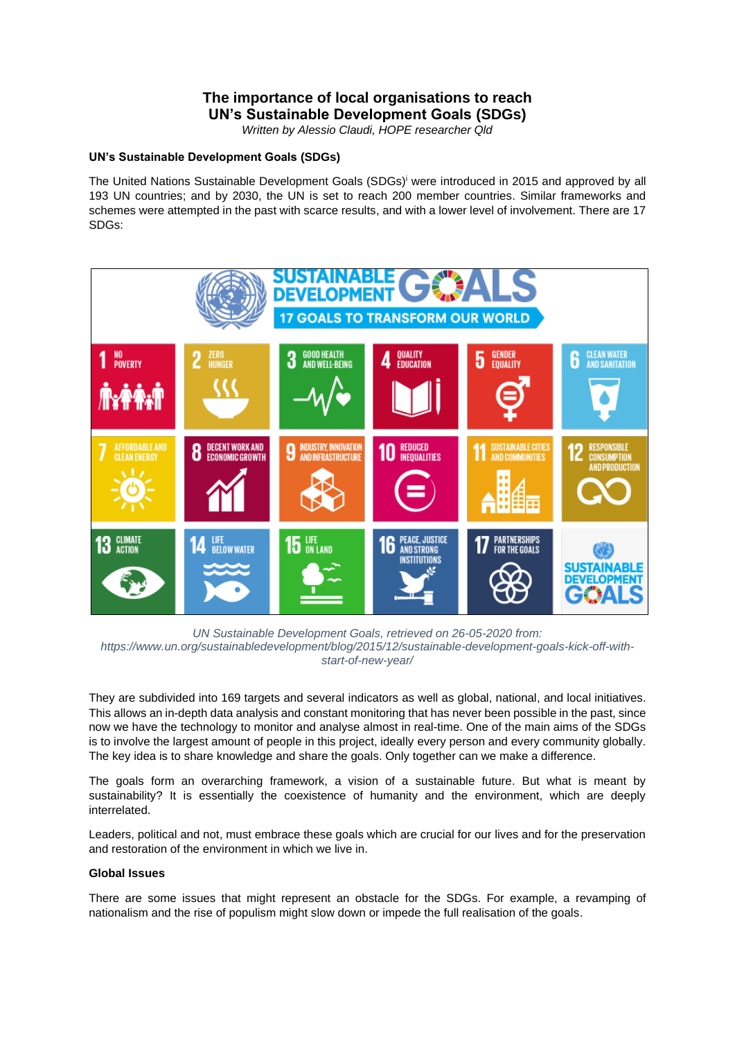# The importance of local organisations to reach UN's Sustainable Development Goals (SDGs)

*Written by Alessio Claudi, HOPE researcher Qld*

**UN's Sustainable Development Goals (SDGs)**

The United Nations Sustainable Development Goals (SDGs)[i] were introduced in 2015 and approved by all 193 UN countries; and by 2030, the UN is set to reach 200 member countries. Similar frameworks and schemes were attempted in the past with scarce results, and with a lower level of involvement. There are 17 SDGs:

*UN Sustainable Development Goals, retrieved on 26-05-2020 from: https://www.un.org/sustainabledevelopment/blog/2015/12/sustainable-development-goals-kick-off-with-start-of-new-year/*

They are subdivided into 169 targets and several indicators as well as global, national, and local initiatives. This allows an in-depth data analysis and constant monitoring that has never been possible in the past, since now we have the technology to monitor and analyse almost in real-time. One of the main aims of the SDGs is to involve the largest amount of people in this project, ideally every person and every community globally. The key idea is to share knowledge and share the goals. Only together can we make a difference.

The goals form an overarching framework, a vision of a sustainable future. But what is meant by sustainability? It is essentially the coexistence of humanity and the environment, which are deeply interrelated.

Leaders, political and not, must embrace these goals which are crucial for our lives and for the preservation and restoration of the environment in which we live in.

**Global Issues**

There are some issues that might represent an obstacle for the SDGs. For example, a revamping of nationalism and the rise of populism might slow down or impede the full realisation of the goals.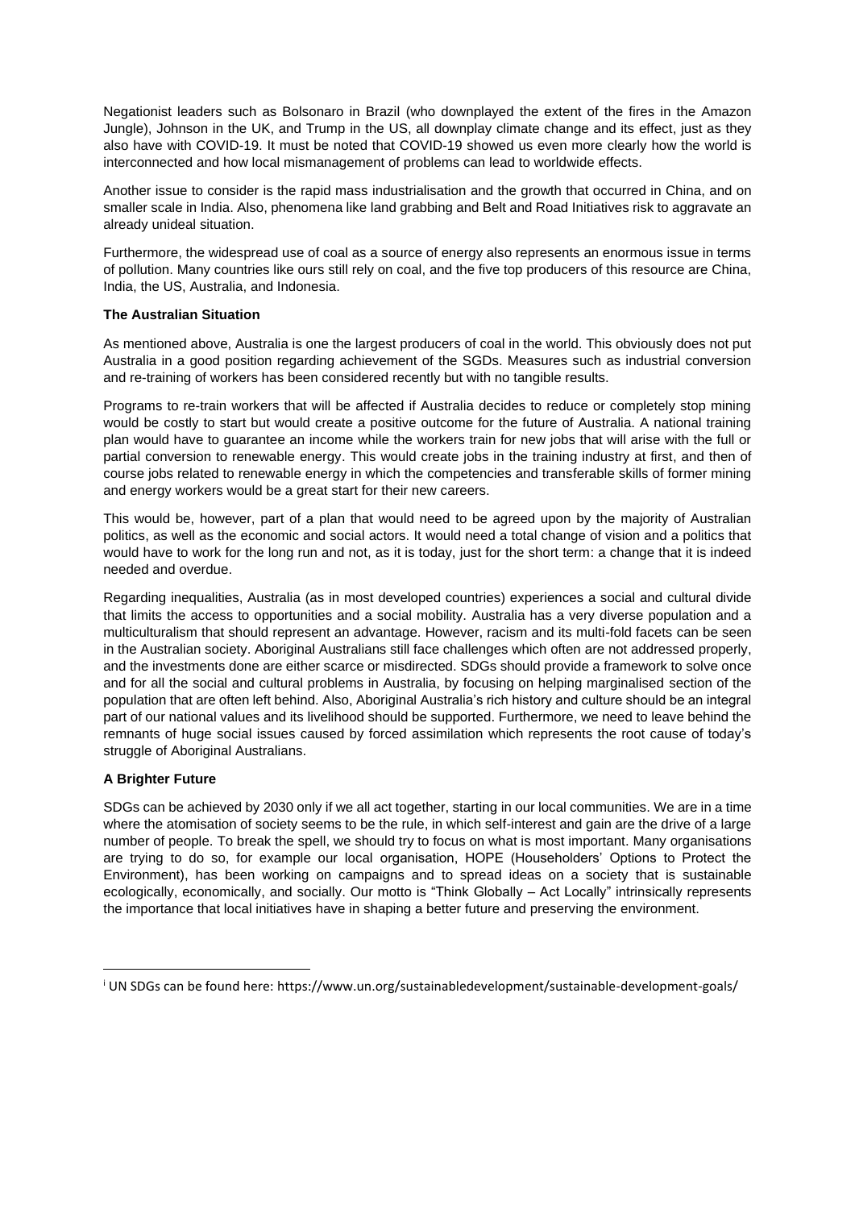Negationist leaders such as Bolsonaro in Brazil (who downplayed the extent of the fires in the Amazon Jungle), Johnson in the UK, and Trump in the US, all downplay climate change and its effect, just as they also have with COVID-19. It must be noted that COVID-19 showed us even more clearly how the world is interconnected and how local mismanagement of problems can lead to worldwide effects.

Another issue to consider is the rapid mass industrialisation and the growth that occurred in China, and on smaller scale in India. Also, phenomena like land grabbing and Belt and Road Initiatives risk to aggravate an already unideal situation.

Furthermore, the widespread use of coal as a source of energy also represents an enormous issue in terms of pollution. Many countries like ours still rely on coal, and the five top producers of this resource are China, India, the US, Australia, and Indonesia.

**The Australian Situation**

As mentioned above, Australia is one the largest producers of coal in the world. This obviously does not put Australia in a good position regarding achievement of the SGDs. Measures such as industrial conversion and re-training of workers has been considered recently but with no tangible results.

Programs to re-train workers that will be affected if Australia decides to reduce or completely stop mining would be costly to start but would create a positive outcome for the future of Australia. A national training plan would have to guarantee an income while the workers train for new jobs that will arise with the full or partial conversion to renewable energy. This would create jobs in the training industry at first, and then of course jobs related to renewable energy in which the competencies and transferable skills of former mining and energy workers would be a great start for their new careers.

This would be, however, part of a plan that would need to be agreed upon by the majority of Australian politics, as well as the economic and social actors. It would need a total change of vision and a politics that would have to work for the long run and not, as it is today, just for the short term: a change that it is indeed needed and overdue.

Regarding inequalities, Australia (as in most developed countries) experiences a social and cultural divide that limits the access to opportunities and a social mobility. Australia has a very diverse population and a multiculturalism that should represent an advantage. However, racism and its multi-fold facets can be seen in the Australian society. Aboriginal Australians still face challenges which often are not addressed properly, and the investments done are either scarce or misdirected. SDGs should provide a framework to solve once and for all the social and cultural problems in Australia, by focusing on helping marginalised section of the population that are often left behind. Also, Aboriginal Australia's rich history and culture should be an integral part of our national values and its livelihood should be supported. Furthermore, we need to leave behind the remnants of huge social issues caused by forced assimilation which represents the root cause of today's struggle of Aboriginal Australians.

**A Brighter Future**

SDGs can be achieved by 2030 only if we all act together, starting in our local communities. We are in a time where the atomisation of society seems to be the rule, in which self-interest and gain are the drive of a large number of people. To break the spell, we should try to focus on what is most important. Many organisations are trying to do so, for example our local organisation, HOPE (Householders' Options to Protect the Environment), has been working on campaigns and to spread ideas on a society that is sustainable ecologically, economically, and socially. Our motto is "Think Globally – Act Locally" intrinsically represents the importance that local initiatives have in shaping a better future and preserving the environment.

---

[i] UN SDGs can be found here: https://www.un.org/sustainabledevelopment/sustainable-development-goals/